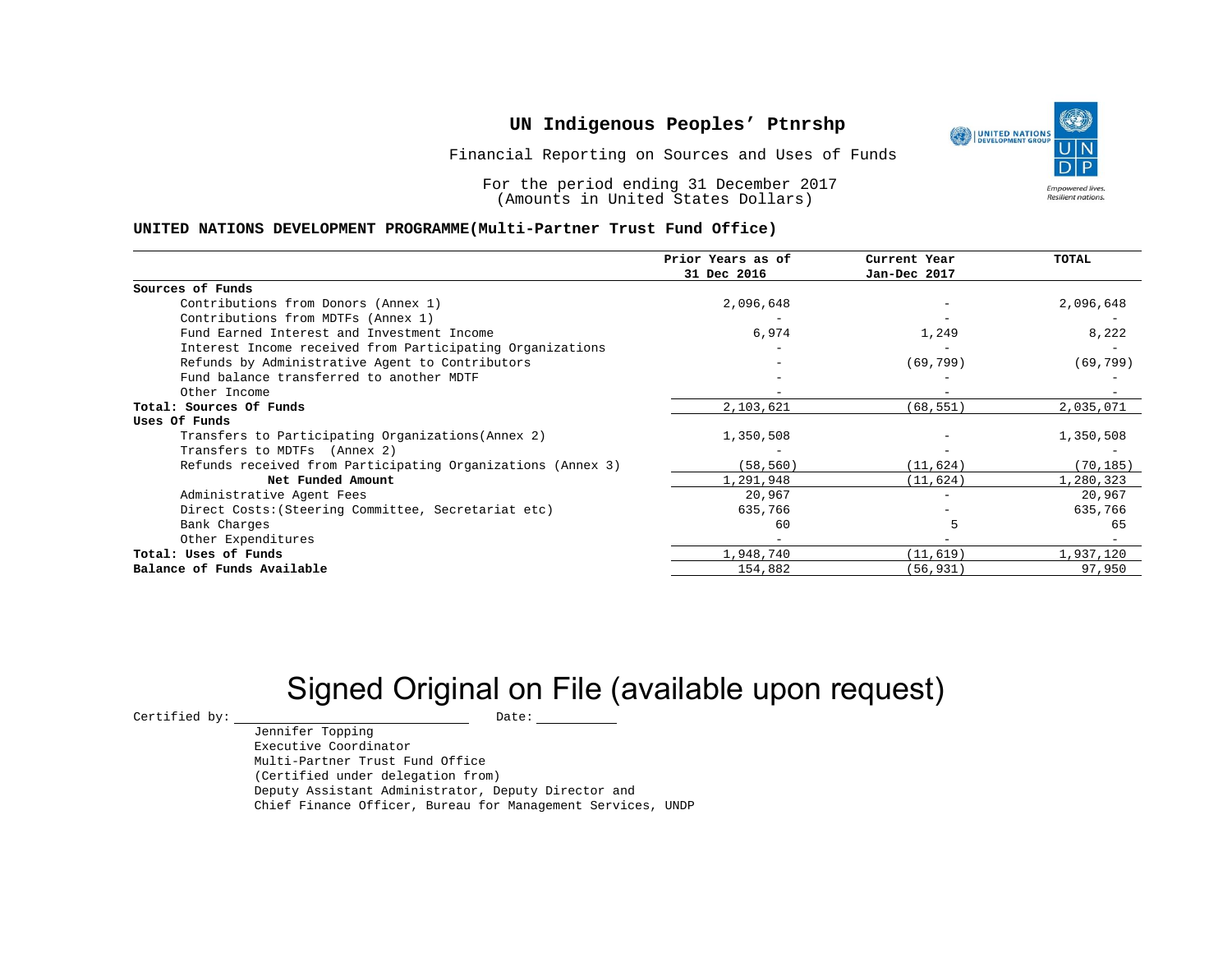# UN Indigenous Peoples' Ptnrshp

Financial Reporting on Sources and Uses of Funds

For the period ending 31 December 2017
(Amounts in United States Dollars)

**UNITED NATIONS DEVELOPMENT PROGRAMME(Multi-Partner Trust Fund Office)**

| | Prior Years as of 31 Dec 2016 | Current Year Jan-Dec 2017 | TOTAL |
|---|---|---|---|
| **Sources of Funds** | | | |
| Contributions from Donors (Annex 1) | 2,096,648 | - | 2,096,648 |
| Contributions from MDTFs (Annex 1) | - | - | - |
| Fund Earned Interest and Investment Income | 6,974 | 1,249 | 8,222 |
| Interest Income received from Participating Organizations | - | - | - |
| Refunds by Administrative Agent to Contributors | - | (69,799) | (69,799) |
| Fund balance transferred to another MDTF | - | - | - |
| Other Income | - | - | - |
| **Total: Sources Of Funds** | 2,103,621 | (68,551) | 2,035,071 |
| **Uses Of Funds** | | | |
| Transfers to Participating Organizations(Annex 2) | 1,350,508 | - | 1,350,508 |
| Transfers to MDTFs (Annex 2) | - | - | - |
| Refunds received from Participating Organizations (Annex 3) | (58,560) | (11,624) | (70,185) |
| **Net Funded Amount** | 1,291,948 | (11,624) | 1,280,323 |
| Administrative Agent Fees | 20,967 | - | 20,967 |
| Direct Costs:(Steering Committee, Secretariat etc) | 635,766 | - | 635,766 |
| Bank Charges | 60 | 5 | 65 |
| Other Expenditures | - | - | - |
| **Total: Uses of Funds** | 1,948,740 | (11,619) | 1,937,120 |
| **Balance of Funds Available** | 154,882 | (56,931) | 97,950 |

Signed Original on File (available upon request)

Certified by: ____________________ Date: __________

Jennifer Topping
Executive Coordinator
Multi-Partner Trust Fund Office
(Certified under delegation from)
Deputy Assistant Administrator, Deputy Director and
Chief Finance Officer, Bureau for Management Services, UNDP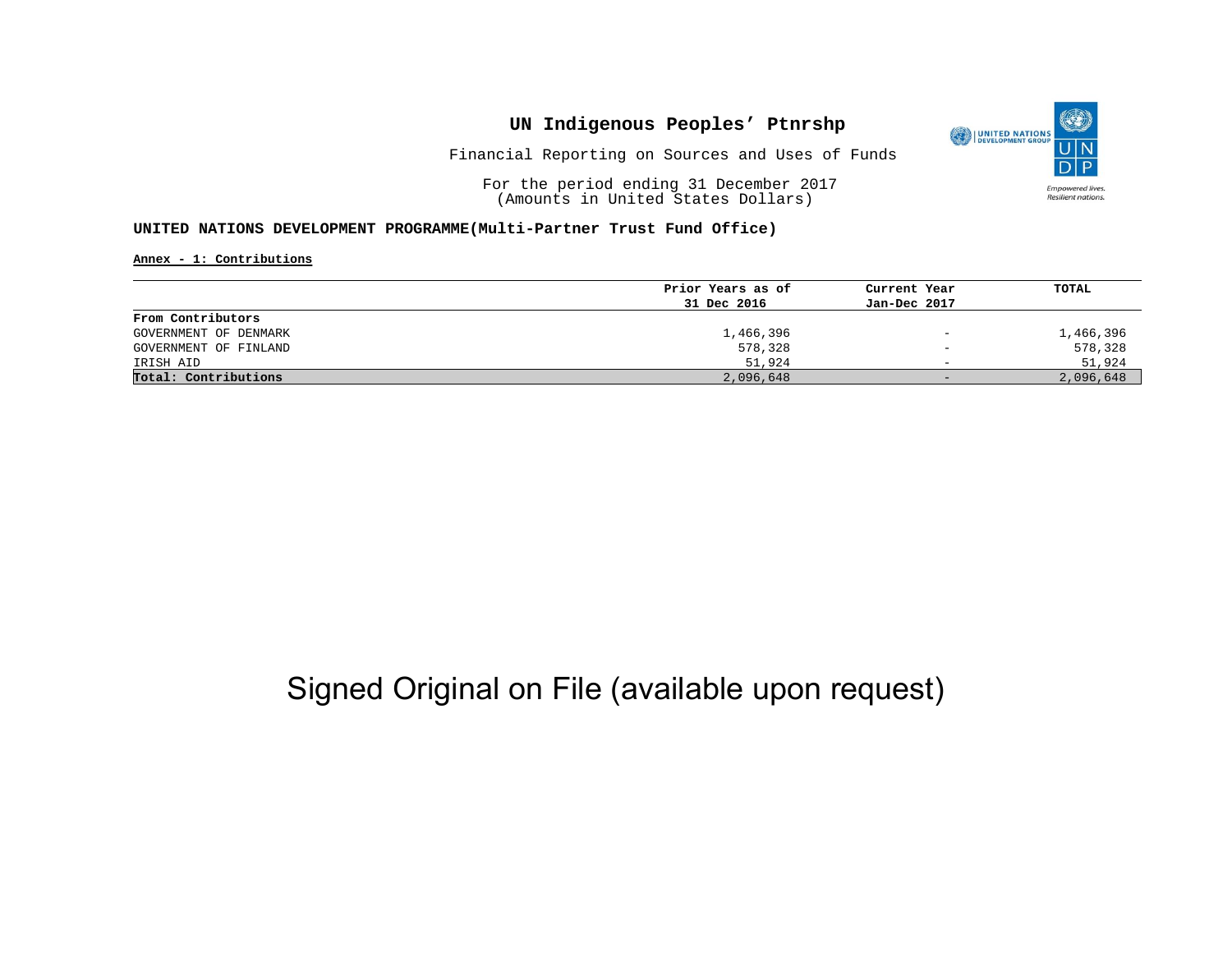# UN Indigenous Peoples' Ptnrshp

Financial Reporting on Sources and Uses of Funds

For the period ending 31 December 2017
(Amounts in United States Dollars)

**UNITED NATIONS DEVELOPMENT PROGRAMME(Multi-Partner Trust Fund Office)**

**Annex - 1: Contributions**

| | Prior Years as of 31 Dec 2016 | Current Year Jan-Dec 2017 | TOTAL |
|---|---|---|---|
| **From Contributors** | | | |
| GOVERNMENT OF DENMARK | 1,466,396 | - | 1,466,396 |
| GOVERNMENT OF FINLAND | 578,328 | - | 578,328 |
| IRISH AID | 51,924 | - | 51,924 |
| **Total: Contributions** | 2,096,648 | - | 2,096,648 |

Signed Original on File (available upon request)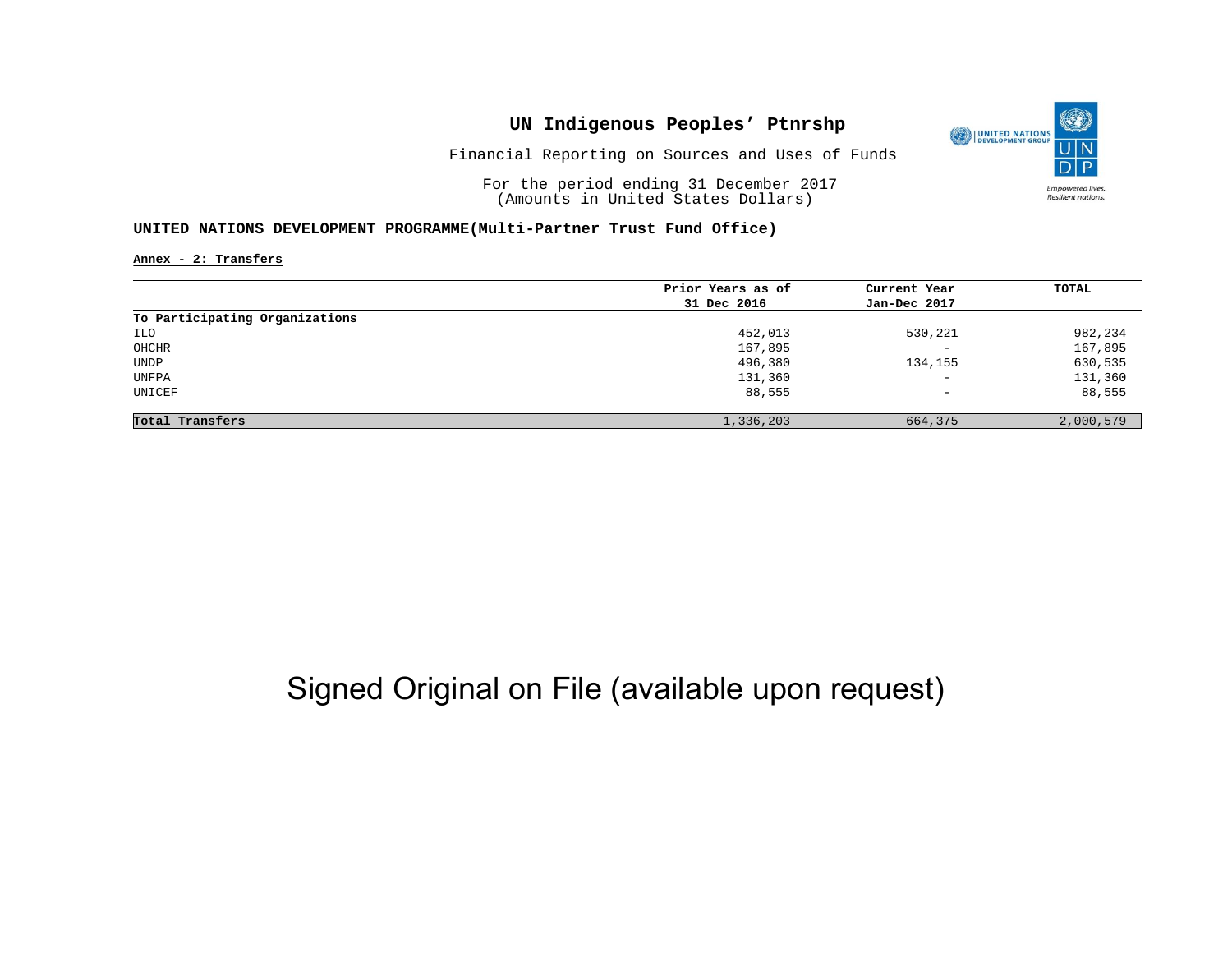# UN Indigenous Peoples' Ptnrshp

Financial Reporting on Sources and Uses of Funds

For the period ending 31 December 2017
(Amounts in United States Dollars)

**UNITED NATIONS DEVELOPMENT PROGRAMME(Multi-Partner Trust Fund Office)**

**Annex - 2: Transfers**

| | Prior Years as of 31 Dec 2016 | Current Year Jan-Dec 2017 | TOTAL |
|---|---|---|---|
| **To Participating Organizations** | | | |
| ILO | 452,013 | 530,221 | 982,234 |
| OHCHR | 167,895 | - | 167,895 |
| UNDP | 496,380 | 134,155 | 630,535 |
| UNFPA | 131,360 | - | 131,360 |
| UNICEF | 88,555 | - | 88,555 |
| **Total Transfers** | 1,336,203 | 664,375 | 2,000,579 |

Signed Original on File (available upon request)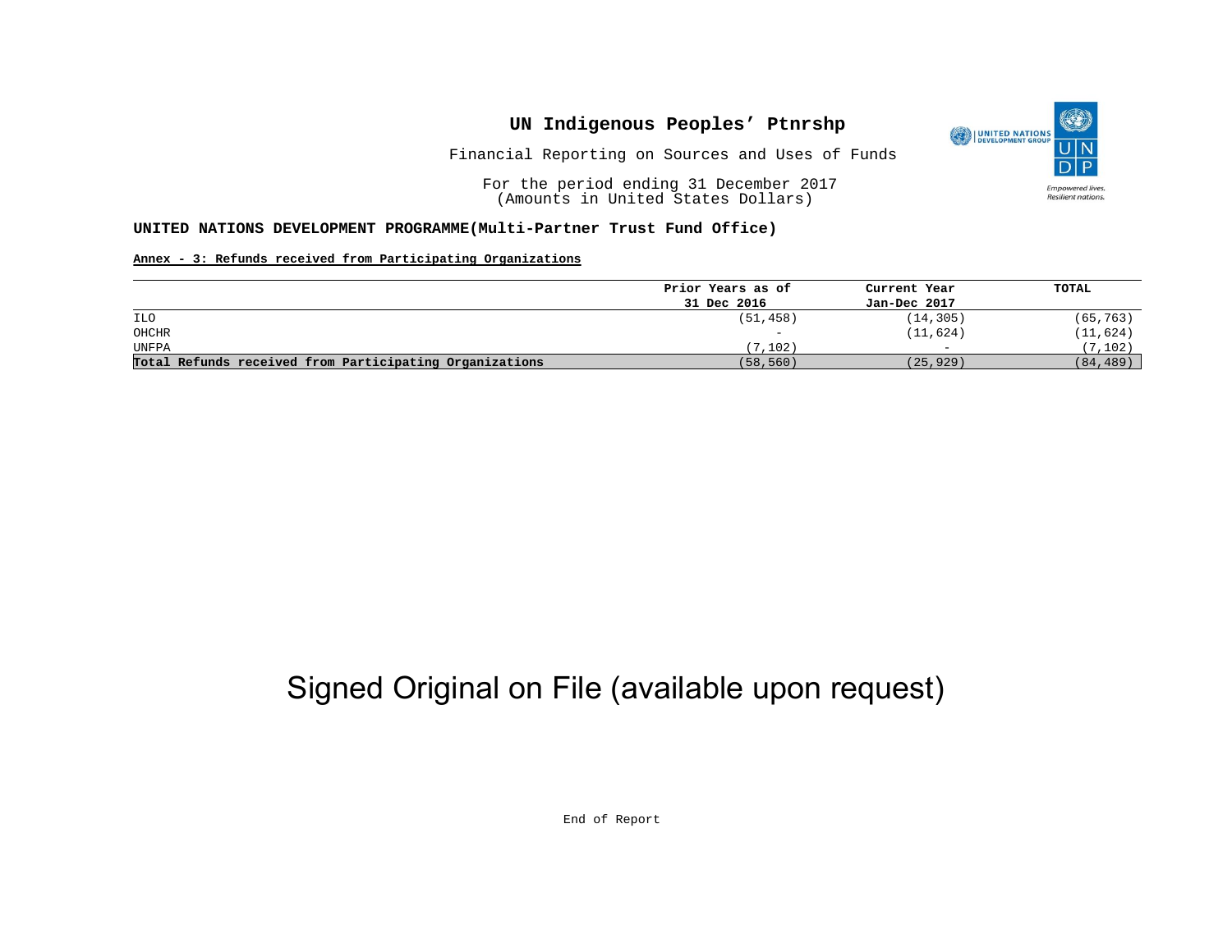# UN Indigenous Peoples' Ptnrshp

Financial Reporting on Sources and Uses of Funds

For the period ending 31 December 2017
(Amounts in United States Dollars)

**UNITED NATIONS DEVELOPMENT PROGRAMME(Multi-Partner Trust Fund Office)**

**Annex - 3: Refunds received from Participating Organizations**

| | Prior Years as of 31 Dec 2016 | Current Year Jan-Dec 2017 | TOTAL |
|---|---|---|---|
| ILO | (51,458) | (14,305) | (65,763) |
| OHCHR | - | (11,624) | (11,624) |
| UNFPA | (7,102) | - | (7,102) |
| **Total Refunds received from Participating Organizations** | (58,560) | (25,929) | (84,489) |

Signed Original on File (available upon request)

End of Report